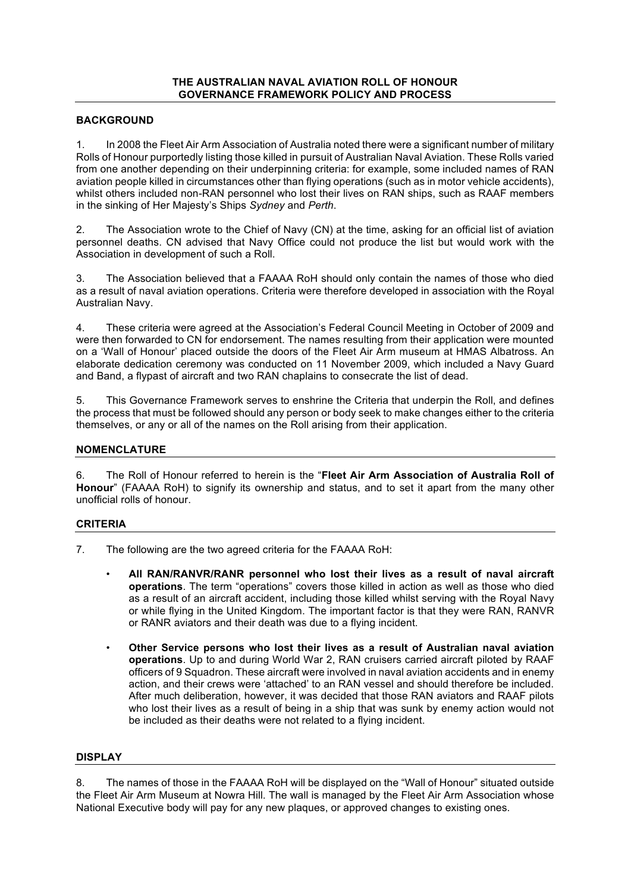# THE AUSTRALIAN NAVAL AVIATION ROLL OF HONOUR
# GOVERNANCE FRAMEWORK POLICY AND PROCESS

## BACKGROUND

1. In 2008 the Fleet Air Arm Association of Australia noted there were a significant number of military Rolls of Honour purportedly listing those killed in pursuit of Australian Naval Aviation. These Rolls varied from one another depending on their underpinning criteria: for example, some included names of RAN aviation people killed in circumstances other than flying operations (such as in motor vehicle accidents), whilst others included non-RAN personnel who lost their lives on RAN ships, such as RAAF members in the sinking of Her Majesty's Ships *Sydney* and *Perth*.

2. The Association wrote to the Chief of Navy (CN) at the time, asking for an official list of aviation personnel deaths. CN advised that Navy Office could not produce the list but would work with the Association in development of such a Roll.

3. The Association believed that a FAAAA RoH should only contain the names of those who died as a result of naval aviation operations. Criteria were therefore developed in association with the Royal Australian Navy.

4. These criteria were agreed at the Association's Federal Council Meeting in October of 2009 and were then forwarded to CN for endorsement. The names resulting from their application were mounted on a 'Wall of Honour' placed outside the doors of the Fleet Air Arm museum at HMAS Albatross. An elaborate dedication ceremony was conducted on 11 November 2009, which included a Navy Guard and Band, a flypast of aircraft and two RAN chaplains to consecrate the list of dead.

5. This Governance Framework serves to enshrine the Criteria that underpin the Roll, and defines the process that must be followed should any person or body seek to make changes either to the criteria themselves, or any or all of the names on the Roll arising from their application.

## NOMENCLATURE

6. The Roll of Honour referred to herein is the "**Fleet Air Arm Association of Australia Roll of Honour**" (FAAAA RoH) to signify its ownership and status, and to set it apart from the many other unofficial rolls of honour.

## CRITERIA

7. The following are the two agreed criteria for the FAAAA RoH:

- **All RAN/RANVR/RANR personnel who lost their lives as a result of naval aircraft operations**. The term "operations" covers those killed in action as well as those who died as a result of an aircraft accident, including those killed whilst serving with the Royal Navy or while flying in the United Kingdom. The important factor is that they were RAN, RANVR or RANR aviators and their death was due to a flying incident.

- **Other Service persons who lost their lives as a result of Australian naval aviation operations**. Up to and during World War 2, RAN cruisers carried aircraft piloted by RAAF officers of 9 Squadron. These aircraft were involved in naval aviation accidents and in enemy action, and their crews were 'attached' to an RAN vessel and should therefore be included. After much deliberation, however, it was decided that those RAN aviators and RAAF pilots who lost their lives as a result of being in a ship that was sunk by enemy action would not be included as their deaths were not related to a flying incident.

## DISPLAY

8. The names of those in the FAAAA RoH will be displayed on the "Wall of Honour" situated outside the Fleet Air Arm Museum at Nowra Hill. The wall is managed by the Fleet Air Arm Association whose National Executive body will pay for any new plaques, or approved changes to existing ones.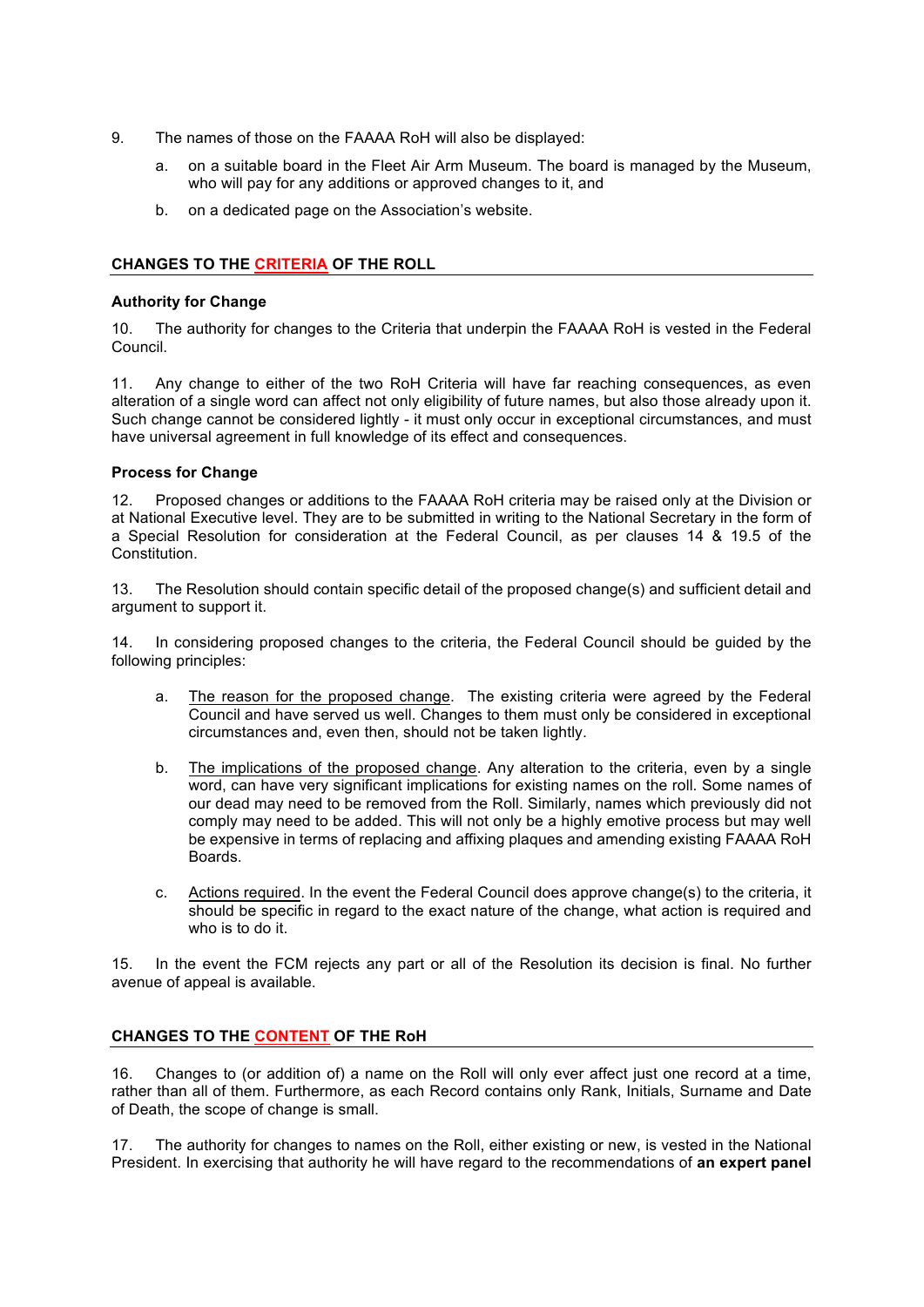9. The names of those on the FAAAA RoH will also be displayed:

    a. on a suitable board in the Fleet Air Arm Museum. The board is managed by the Museum, who will pay for any additions or approved changes to it, and

    b. on a dedicated page on the Association's website.

## CHANGES TO THE CRITERIA OF THE ROLL

### Authority for Change

10. The authority for changes to the Criteria that underpin the FAAAA RoH is vested in the Federal Council.

11. Any change to either of the two RoH Criteria will have far reaching consequences, as even alteration of a single word can affect not only eligibility of future names, but also those already upon it. Such change cannot be considered lightly - it must only occur in exceptional circumstances, and must have universal agreement in full knowledge of its effect and consequences.

### Process for Change

12. Proposed changes or additions to the FAAAA RoH criteria may be raised only at the Division or at National Executive level. They are to be submitted in writing to the National Secretary in the form of a Special Resolution for consideration at the Federal Council, as per clauses 14 & 19.5 of the Constitution.

13. The Resolution should contain specific detail of the proposed change(s) and sufficient detail and argument to support it.

14. In considering proposed changes to the criteria, the Federal Council should be guided by the following principles:

    a. The reason for the proposed change. The existing criteria were agreed by the Federal Council and have served us well. Changes to them must only be considered in exceptional circumstances and, even then, should not be taken lightly.

    b. The implications of the proposed change. Any alteration to the criteria, even by a single word, can have very significant implications for existing names on the roll. Some names of our dead may need to be removed from the Roll. Similarly, names which previously did not comply may need to be added. This will not only be a highly emotive process but may well be expensive in terms of replacing and affixing plaques and amending existing FAAAA RoH Boards.

    c. Actions required. In the event the Federal Council does approve change(s) to the criteria, it should be specific in regard to the exact nature of the change, what action is required and who is to do it.

15. In the event the FCM rejects any part or all of the Resolution its decision is final. No further avenue of appeal is available.

## CHANGES TO THE CONTENT OF THE RoH

16. Changes to (or addition of) a name on the Roll will only ever affect just one record at a time, rather than all of them. Furthermore, as each Record contains only Rank, Initials, Surname and Date of Death, the scope of change is small.

17. The authority for changes to names on the Roll, either existing or new, is vested in the National President. In exercising that authority he will have regard to the recommendations of **an expert panel**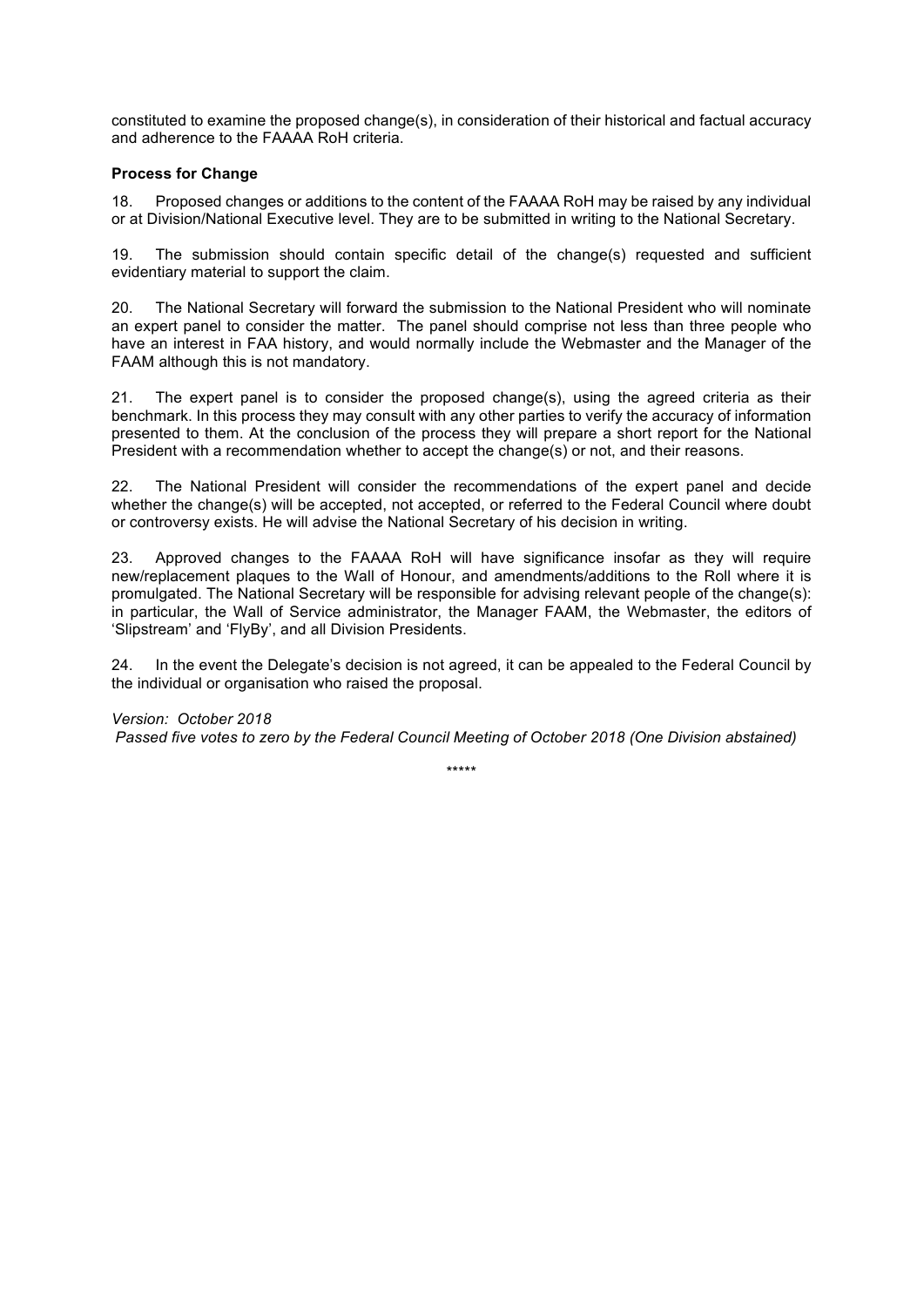constituted to examine the proposed change(s), in consideration of their historical and factual accuracy and adherence to the FAAAA RoH criteria.

**Process for Change**

18. Proposed changes or additions to the content of the FAAAA RoH may be raised by any individual or at Division/National Executive level. They are to be submitted in writing to the National Secretary.

19. The submission should contain specific detail of the change(s) requested and sufficient evidentiary material to support the claim.

20. The National Secretary will forward the submission to the National President who will nominate an expert panel to consider the matter. The panel should comprise not less than three people who have an interest in FAA history, and would normally include the Webmaster and the Manager of the FAAM although this is not mandatory.

21. The expert panel is to consider the proposed change(s), using the agreed criteria as their benchmark. In this process they may consult with any other parties to verify the accuracy of information presented to them. At the conclusion of the process they will prepare a short report for the National President with a recommendation whether to accept the change(s) or not, and their reasons.

22. The National President will consider the recommendations of the expert panel and decide whether the change(s) will be accepted, not accepted, or referred to the Federal Council where doubt or controversy exists. He will advise the National Secretary of his decision in writing.

23. Approved changes to the FAAAA RoH will have significance insofar as they will require new/replacement plaques to the Wall of Honour, and amendments/additions to the Roll where it is promulgated. The National Secretary will be responsible for advising relevant people of the change(s): in particular, the Wall of Service administrator, the Manager FAAM, the Webmaster, the editors of 'Slipstream' and 'FlyBy', and all Division Presidents.

24. In the event the Delegate's decision is not agreed, it can be appealed to the Federal Council by the individual or organisation who raised the proposal.

*Version: October 2018*
*Passed five votes to zero by the Federal Council Meeting of October 2018 (One Division abstained)*

*****